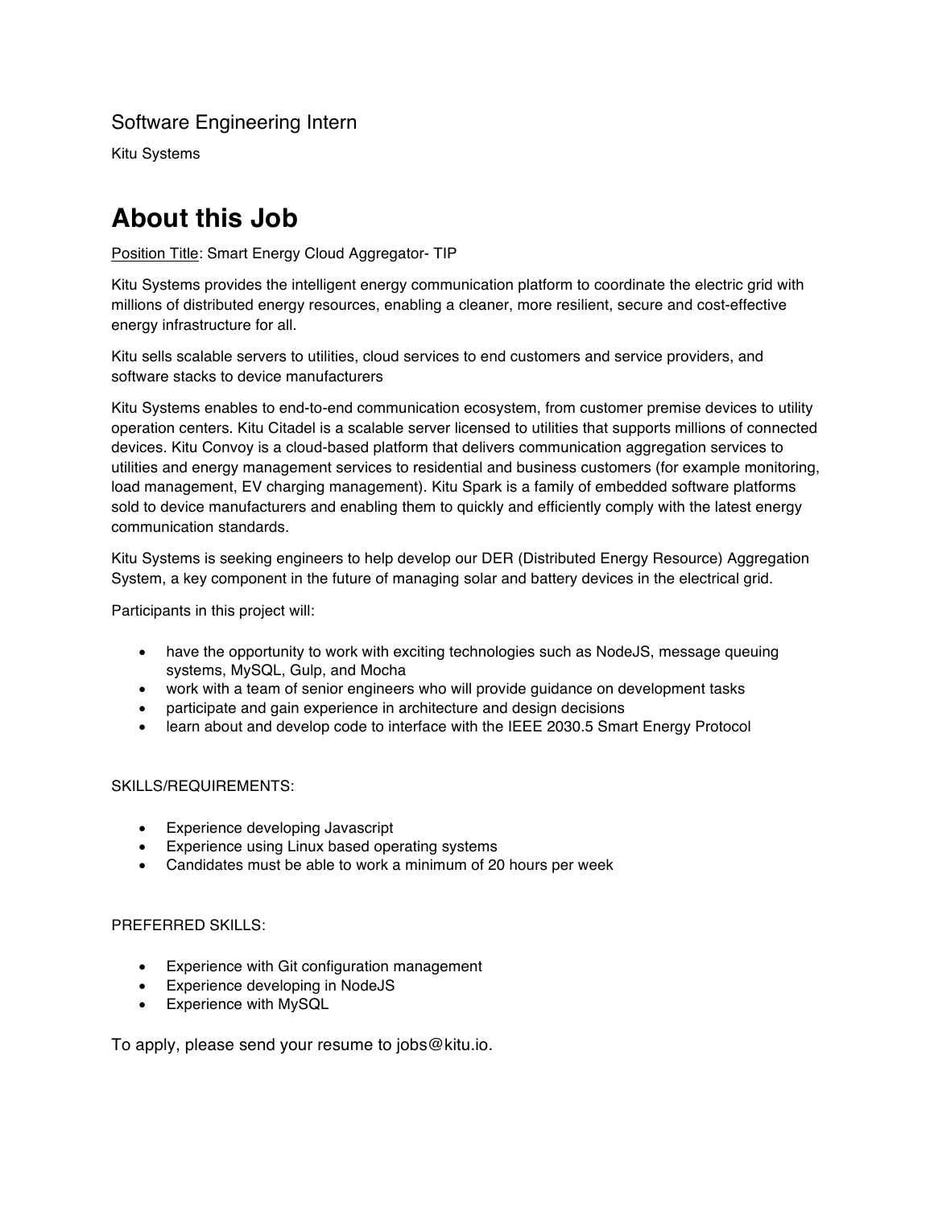Software Engineering Intern

Kitu Systems

# About this Job

Position Title: Smart Energy Cloud Aggregator- TIP

Kitu Systems provides the intelligent energy communication platform to coordinate the electric grid with millions of distributed energy resources, enabling a cleaner, more resilient, secure and cost-effective energy infrastructure for all.

Kitu sells scalable servers to utilities, cloud services to end customers and service providers, and software stacks to device manufacturers

Kitu Systems enables to end-to-end communication ecosystem, from customer premise devices to utility operation centers. Kitu Citadel is a scalable server licensed to utilities that supports millions of connected devices. Kitu Convoy is a cloud-based platform that delivers communication aggregation services to utilities and energy management services to residential and business customers (for example monitoring, load management, EV charging management). Kitu Spark is a family of embedded software platforms sold to device manufacturers and enabling them to quickly and efficiently comply with the latest energy communication standards.

Kitu Systems is seeking engineers to help develop our DER (Distributed Energy Resource) Aggregation System, a key component in the future of managing solar and battery devices in the electrical grid.

Participants in this project will:

- have the opportunity to work with exciting technologies such as NodeJS, message queuing systems, MySQL, Gulp, and Mocha
- work with a team of senior engineers who will provide guidance on development tasks
- participate and gain experience in architecture and design decisions
- learn about and develop code to interface with the IEEE 2030.5 Smart Energy Protocol

SKILLS/REQUIREMENTS:

- Experience developing Javascript
- Experience using Linux based operating systems
- Candidates must be able to work a minimum of 20 hours per week

PREFERRED SKILLS:

- Experience with Git configuration management
- Experience developing in NodeJS
- Experience with MySQL

To apply, please send your resume to jobs@kitu.io.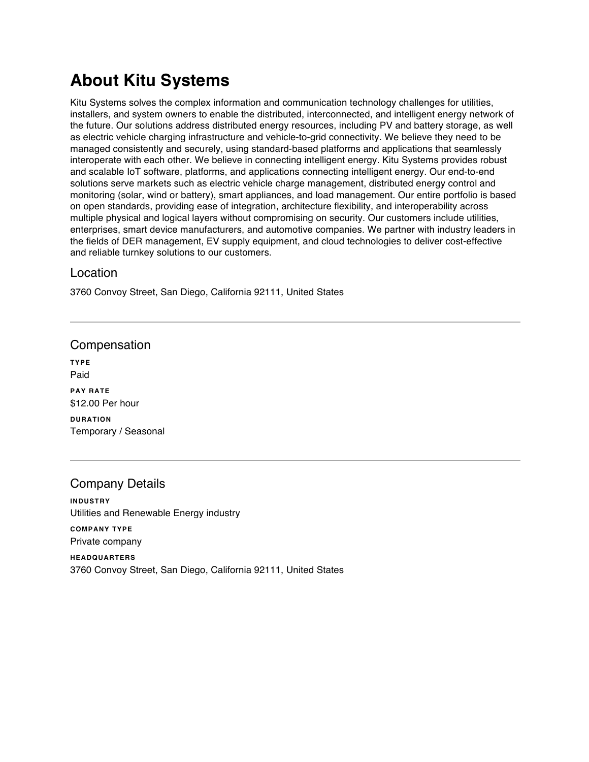# About Kitu Systems

Kitu Systems solves the complex information and communication technology challenges for utilities, installers, and system owners to enable the distributed, interconnected, and intelligent energy network of the future. Our solutions address distributed energy resources, including PV and battery storage, as well as electric vehicle charging infrastructure and vehicle-to-grid connectivity. We believe they need to be managed consistently and securely, using standard-based platforms and applications that seamlessly interoperate with each other. We believe in connecting intelligent energy. Kitu Systems provides robust and scalable IoT software, platforms, and applications connecting intelligent energy. Our end-to-end solutions serve markets such as electric vehicle charge management, distributed energy control and monitoring (solar, wind or battery), smart appliances, and load management. Our entire portfolio is based on open standards, providing ease of integration, architecture flexibility, and interoperability across multiple physical and logical layers without compromising on security. Our customers include utilities, enterprises, smart device manufacturers, and automotive companies. We partner with industry leaders in the fields of DER management, EV supply equipment, and cloud technologies to deliver cost-effective and reliable turnkey solutions to our customers.

## Location

3760 Convoy Street, San Diego, California 92111, United States

---

## Compensation

**TYPE**

Paid

**PAY RATE**

$12.00 Per hour

**DURATION**

Temporary / Seasonal

---

## Company Details

**INDUSTRY**

Utilities and Renewable Energy industry

**COMPANY TYPE**

Private company

**HEADQUARTERS**

3760 Convoy Street, San Diego, California 92111, United States